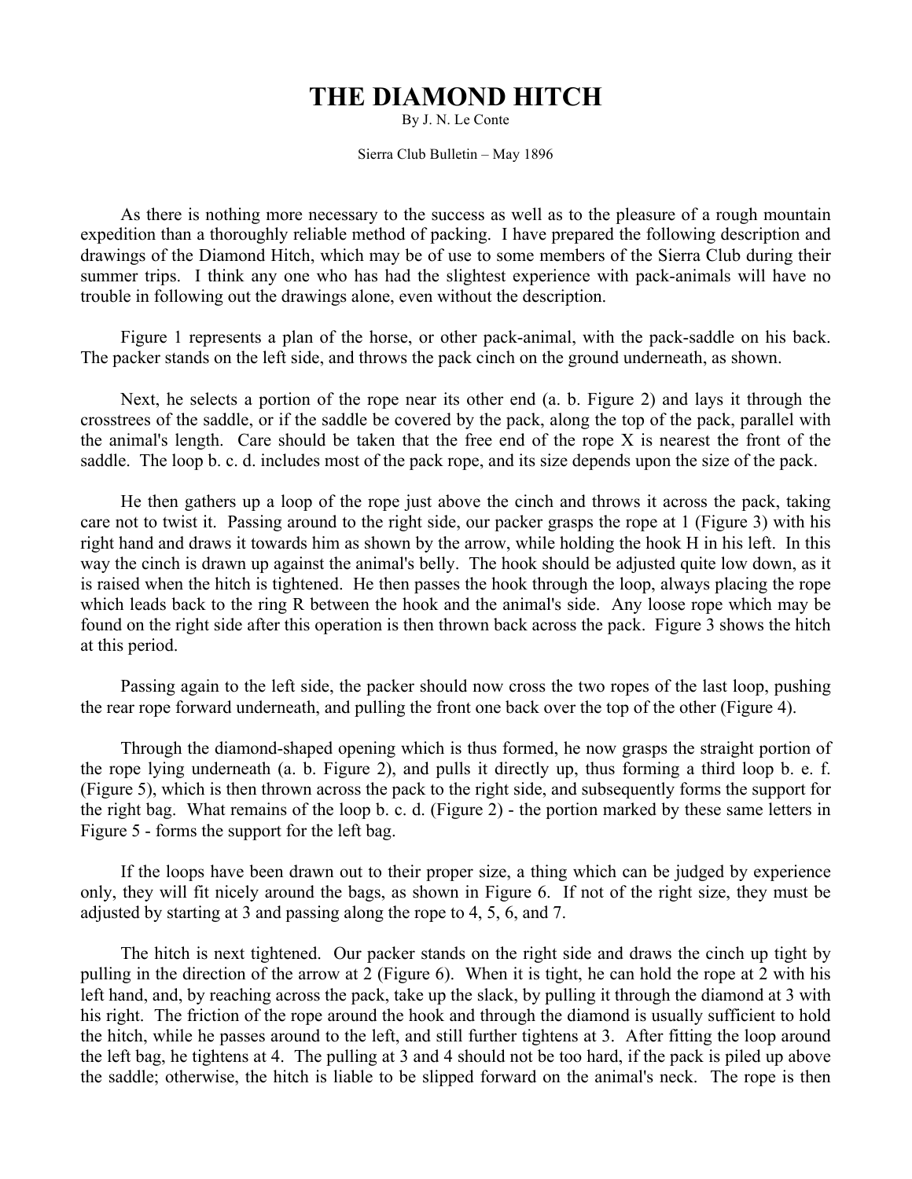# THE DIAMOND HITCH

By J. N. Le Conte

Sierra Club Bulletin – May 1896

As there is nothing more necessary to the success as well as to the pleasure of a rough mountain expedition than a thoroughly reliable method of packing. I have prepared the following description and drawings of the Diamond Hitch, which may be of use to some members of the Sierra Club during their summer trips. I think any one who has had the slightest experience with pack-animals will have no trouble in following out the drawings alone, even without the description.

Figure 1 represents a plan of the horse, or other pack-animal, with the pack-saddle on his back. The packer stands on the left side, and throws the pack cinch on the ground underneath, as shown.

Next, he selects a portion of the rope near its other end (a. b. Figure 2) and lays it through the crosstrees of the saddle, or if the saddle be covered by the pack, along the top of the pack, parallel with the animal's length. Care should be taken that the free end of the rope X is nearest the front of the saddle. The loop b. c. d. includes most of the pack rope, and its size depends upon the size of the pack.

He then gathers up a loop of the rope just above the cinch and throws it across the pack, taking care not to twist it. Passing around to the right side, our packer grasps the rope at 1 (Figure 3) with his right hand and draws it towards him as shown by the arrow, while holding the hook H in his left. In this way the cinch is drawn up against the animal's belly. The hook should be adjusted quite low down, as it is raised when the hitch is tightened. He then passes the hook through the loop, always placing the rope which leads back to the ring R between the hook and the animal's side. Any loose rope which may be found on the right side after this operation is then thrown back across the pack. Figure 3 shows the hitch at this period.

Passing again to the left side, the packer should now cross the two ropes of the last loop, pushing the rear rope forward underneath, and pulling the front one back over the top of the other (Figure 4).

Through the diamond-shaped opening which is thus formed, he now grasps the straight portion of the rope lying underneath (a. b. Figure 2), and pulls it directly up, thus forming a third loop b. e. f. (Figure 5), which is then thrown across the pack to the right side, and subsequently forms the support for the right bag. What remains of the loop b. c. d. (Figure 2) - the portion marked by these same letters in Figure 5 - forms the support for the left bag.

If the loops have been drawn out to their proper size, a thing which can be judged by experience only, they will fit nicely around the bags, as shown in Figure 6. If not of the right size, they must be adjusted by starting at 3 and passing along the rope to 4, 5, 6, and 7.

The hitch is next tightened. Our packer stands on the right side and draws the cinch up tight by pulling in the direction of the arrow at 2 (Figure 6). When it is tight, he can hold the rope at 2 with his left hand, and, by reaching across the pack, take up the slack, by pulling it through the diamond at 3 with his right. The friction of the rope around the hook and through the diamond is usually sufficient to hold the hitch, while he passes around to the left, and still further tightens at 3. After fitting the loop around the left bag, he tightens at 4. The pulling at 3 and 4 should not be too hard, if the pack is piled up above the saddle; otherwise, the hitch is liable to be slipped forward on the animal's neck. The rope is then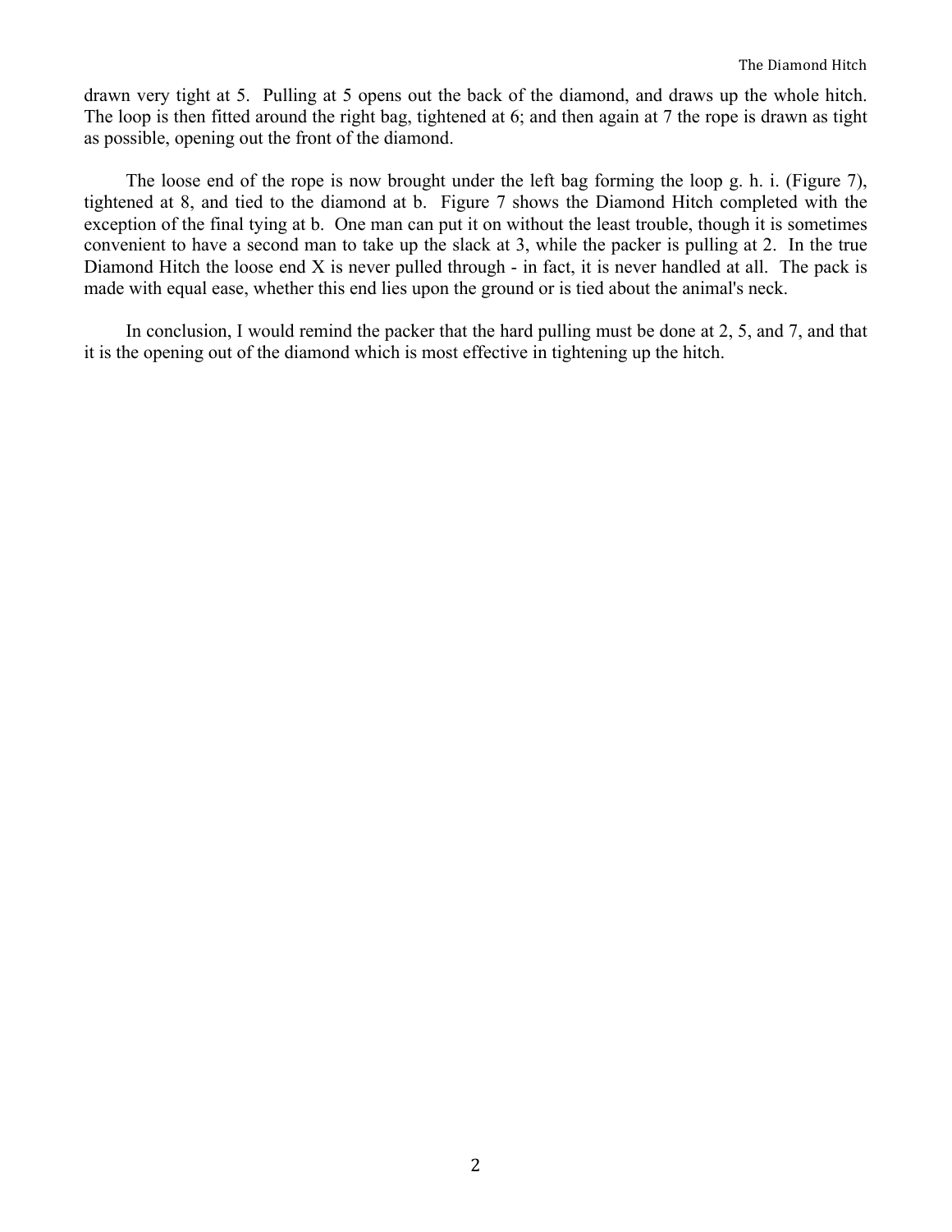drawn very tight at 5. Pulling at 5 opens out the back of the diamond, and draws up the whole hitch. The loop is then fitted around the right bag, tightened at 6; and then again at 7 the rope is drawn as tight as possible, opening out the front of the diamond.

The loose end of the rope is now brought under the left bag forming the loop g. h. i. (Figure 7), tightened at 8, and tied to the diamond at b. Figure 7 shows the Diamond Hitch completed with the exception of the final tying at b. One man can put it on without the least trouble, though it is sometimes convenient to have a second man to take up the slack at 3, while the packer is pulling at 2. In the true Diamond Hitch the loose end X is never pulled through - in fact, it is never handled at all. The pack is made with equal ease, whether this end lies upon the ground or is tied about the animal's neck.

In conclusion, I would remind the packer that the hard pulling must be done at 2, 5, and 7, and that it is the opening out of the diamond which is most effective in tightening up the hitch.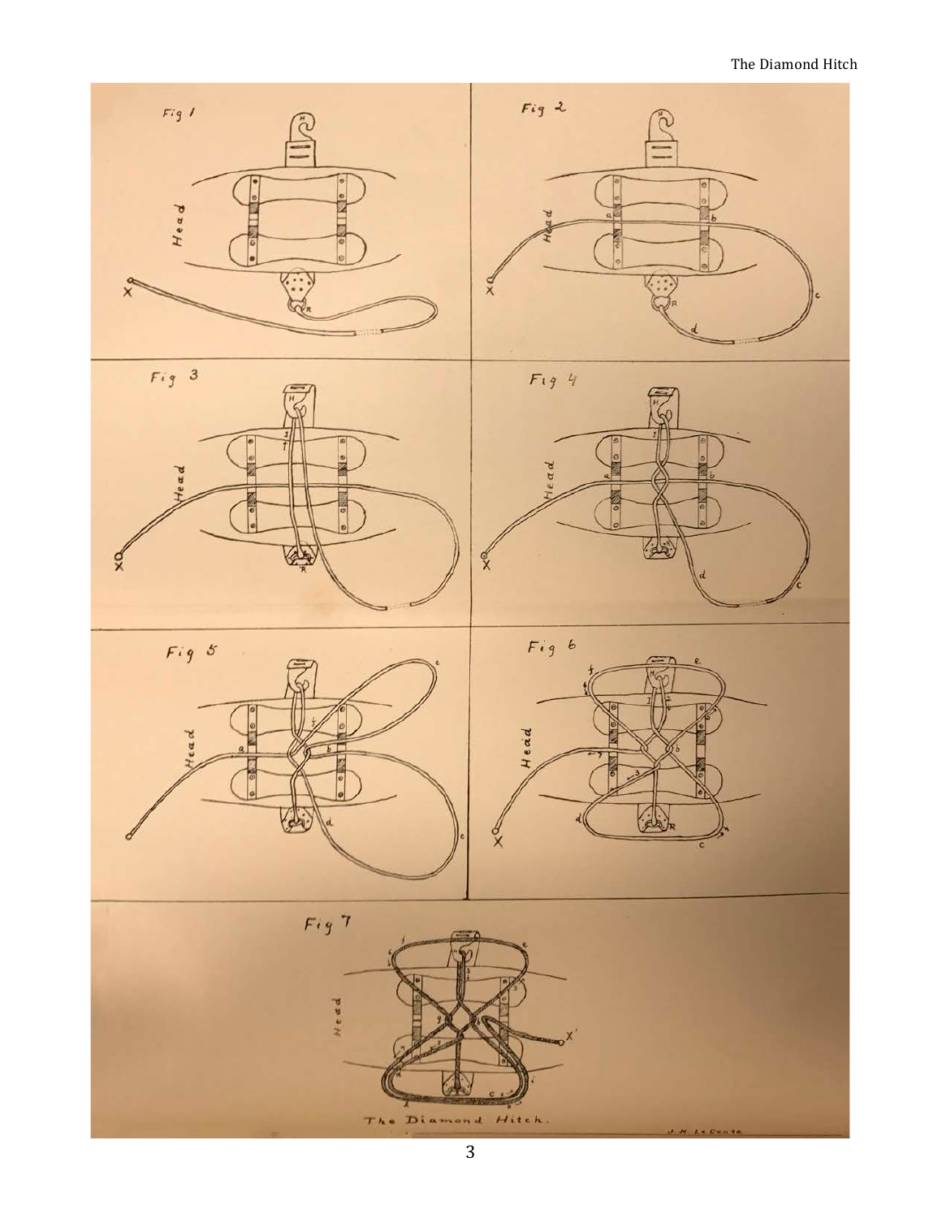Fig 1

Head

Fig 2

Head

Fig 3

Head

Fig 4

Head

Fig 5

Head

Fig 6

Head

Fig 7

Head

The Diamond Hitch.

J. N. Le Conte